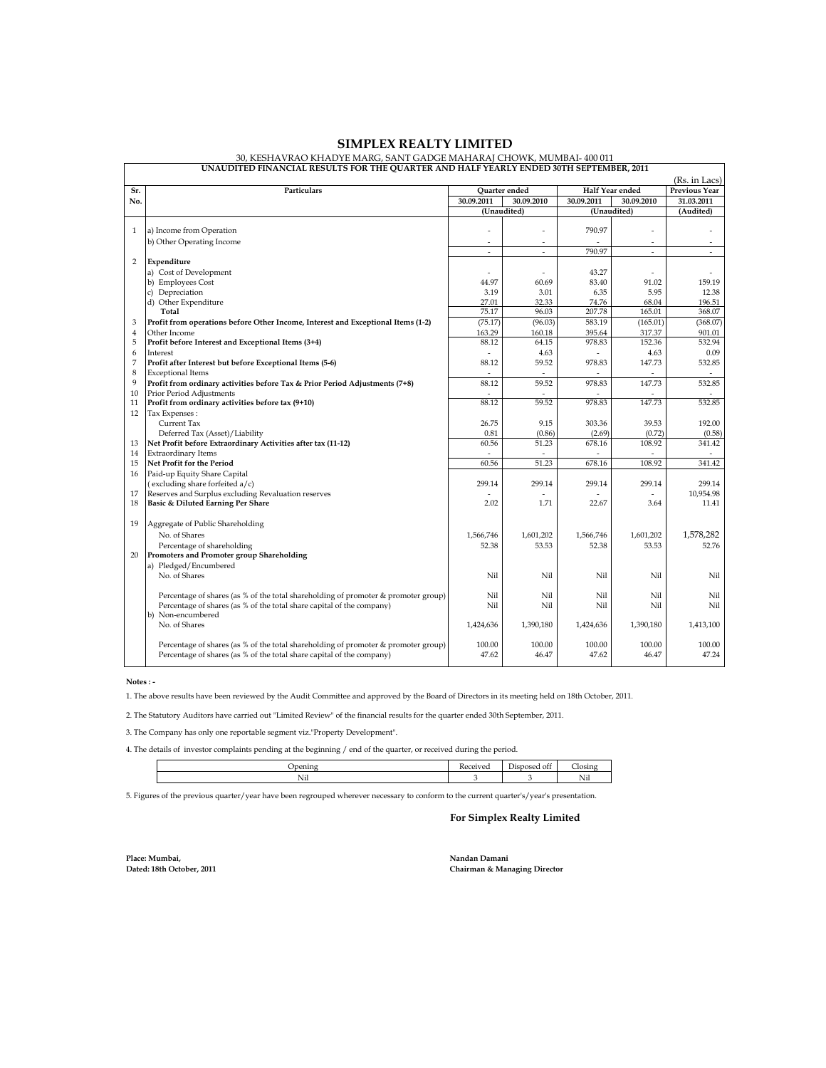# SIMPLEX REALTY LIMITED

30, KESHAVRAO KHADYE MARG, SANT GADGE MAHARAJ CHOWK, MUMBAI- 400 011

**UNAUDITED FINANCIAL RESULTS FOR THE QUARTER AND HALF YEARLY ENDED 30TH SEPTEMBER, 2011**

(Rs. in Lacs)

| Sr. No. | Particulars | Quarter ended | | Half Year ended | | Previous Year |
|---|---|---|---|---|---|---|
| | | 30.09.2011 | 30.09.2010 | 30.09.2011 | 30.09.2010 | 31.03.2011 |
| | | (Unaudited) | | (Unaudited) | | (Audited) |
| 1 | a) Income from Operation | - | - | 790.97 | - | - |
| | b) Other Operating Income | - | - | - | - | - |
| | | - | - | 790.97 | - | - |
| 2 | **Expenditure** | | | | | |
| | a) Cost of Development | - | - | 43.27 | - | - |
| | b) Employees Cost | 44.97 | 60.69 | 83.40 | 91.02 | 159.19 |
| | c) Depreciation | 3.19 | 3.01 | 6.35 | 5.95 | 12.38 |
| | d) Other Expenditure | 27.01 | 32.33 | 74.76 | 68.04 | 196.51 |
| | **Total** | 75.17 | 96.03 | 207.78 | 165.01 | 368.07 |
| 3 | **Profit from operations before Other Income, Interest and Exceptional Items (1-2)** | (75.17) | (96.03) | 583.19 | (165.01) | (368.07) |
| 4 | Other Income | 163.29 | 160.18 | 395.64 | 317.37 | 901.01 |
| 5 | **Profit before Interest and Exceptional Items (3+4)** | 88.12 | 64.15 | 978.83 | 152.36 | 532.94 |
| 6 | Interest | - | 4.63 | - | 4.63 | 0.09 |
| 7 | **Profit after Interest but before Exceptional Items (5-6)** | 88.12 | 59.52 | 978.83 | 147.73 | 532.85 |
| 8 | Exceptional Items | - | - | - | - | - |
| 9 | **Profit from ordinary activities before Tax & Prior Period Adjustments (7+8)** | 88.12 | 59.52 | 978.83 | 147.73 | 532.85 |
| 10 | Prior Period Adjustments | - | - | - | - | - |
| 11 | **Profit from ordinary activities before tax (9+10)** | 88.12 | 59.52 | 978.83 | 147.73 | 532.85 |
| 12 | Tax Expenses : | | | | | |
| | Current Tax | 26.75 | 9.15 | 303.36 | 39.53 | 192.00 |
| | Deferred Tax (Asset)/Liability | 0.81 | (0.86) | (2.69) | (0.72) | (0.58) |
| 13 | **Net Profit before Extraordinary Activities after tax (11-12)** | 60.56 | 51.23 | 678.16 | 108.92 | 341.42 |
| 14 | Extraordinary Items | - | - | - | - | - |
| 15 | **Net Profit for the Period** | 60.56 | 51.23 | 678.16 | 108.92 | 341.42 |
| 16 | Paid-up Equity Share Capital<br>( excluding share forfeited a/c) | 299.14 | 299.14 | 299.14 | 299.14 | 299.14 |
| 17 | Reserves and Surplus excluding Revaluation reserves | - | - | - | - | 10,954.98 |
| 18 | **Basic & Diluted Earning Per Share** | 2.02 | 1.71 | 22.67 | 3.64 | 11.41 |
| 19 | Aggregate of Public Shareholding | | | | | |
| | No. of Shares | 1,566,746 | 1,601,202 | 1,566,746 | 1,601,202 | 1,578,282 |
| | Percentage of shareholding | 52.38 | 53.53 | 52.38 | 53.53 | 52.76 |
| 20 | **Promoters and Promoter group Shareholding** | | | | | |
| | a) Pledged/Encumbered | | | | | |
| | No. of Shares | Nil | Nil | Nil | Nil | Nil |
| | Percentage of shares (as % of the total shareholding of promoter & promoter group) | Nil | Nil | Nil | Nil | Nil |
| | Percentage of shares (as % of the total share capital of the company) | Nil | Nil | Nil | Nil | Nil |
| | b) Non-encumbered | | | | | |
| | No. of Shares | 1,424,636 | 1,390,180 | 1,424,636 | 1,390,180 | 1,413,100 |
| | Percentage of shares (as % of the total shareholding of promoter & promoter group) | 100.00 | 100.00 | 100.00 | 100.00 | 100.00 |
| | Percentage of shares (as % of the total share capital of the company) | 47.62 | 46.47 | 47.62 | 46.47 | 47.24 |

**Notes : -**

1. The above results have been reviewed by the Audit Committee and approved by the Board of Directors in its meeting held on 18th October, 2011.

2. The Statutory Auditors have carried out "Limited Review" of the financial results for the quarter ended 30th September, 2011.

3. The Company has only one reportable segment viz."Property Development".

4. The details of investor complaints pending at the beginning / end of the quarter, or received during the period.

| Opening | Received | Disposed off | Closing |
|---|---|---|---|
| Nil | 3 | 3 | Nil |

5. Figures of the previous quarter/year have been regrouped wherever necessary to conform to the current quarter's/year's presentation.

**For Simplex Realty Limited**

**Place: Mumbai,**
**Dated: 18th October, 2011**

**Nandan Damani**
**Chairman & Managing Director**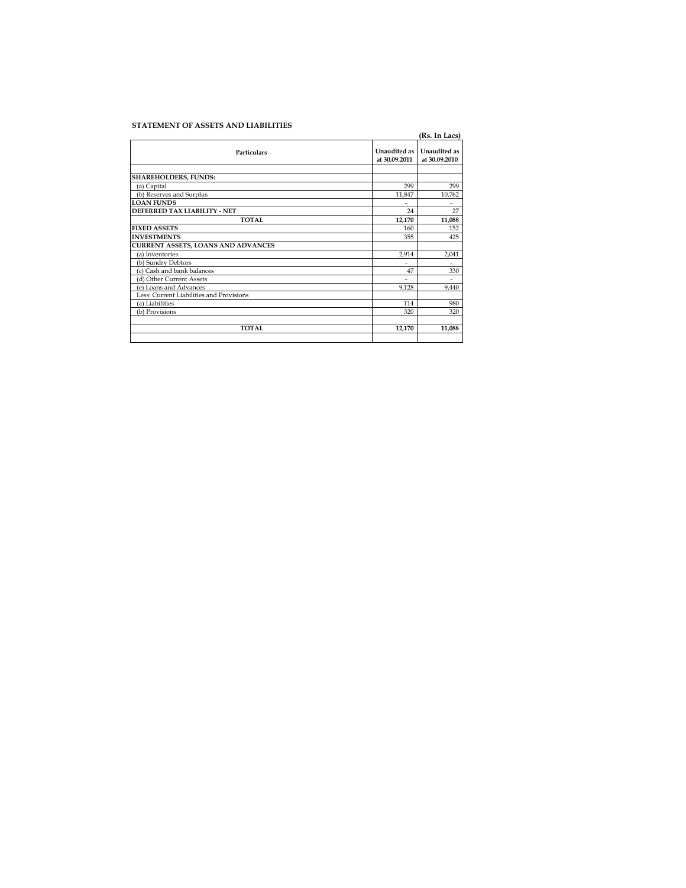**STATEMENT OF ASSETS AND LIABILITIES**

(Rs. In Lacs)

| Particulars | Unaudited as at 30.09.2011 | Unaudited as at 30.09.2010 |
|---|---|---|
| | | |
| **SHAREHOLDERS, FUNDS:** | | |
| (a) Capital | 299 | 299 |
| (b) Reserves and Surplus | 11,847 | 10,762 |
| **LOAN FUNDS** | - | - |
| **DEFERRED TAX LIABILITY - NET** | 24 | 27 |
| **TOTAL** | **12,170** | **11,088** |
| **FIXED ASSETS** | 160 | 152 |
| **INVESTMENTS** | 355 | 425 |
| **CURRENT ASSETS, LOANS AND ADVANCES** | | |
| (a) Inventories | 2,914 | 2,041 |
| (b) Sundry Debtors | - | - |
| (c) Cash and bank balances | 47 | 330 |
| (d) Other Current Assets | - | - |
| (e) Loans and Advances | 9,128 | 9,440 |
| Less: Current Liabilities and Provisions | | |
| (a) Liabilities | 114 | 980 |
| (b) Provisions | 320 | 320 |
| | | |
| **TOTAL** | **12,170** | **11,088** |
| | | |